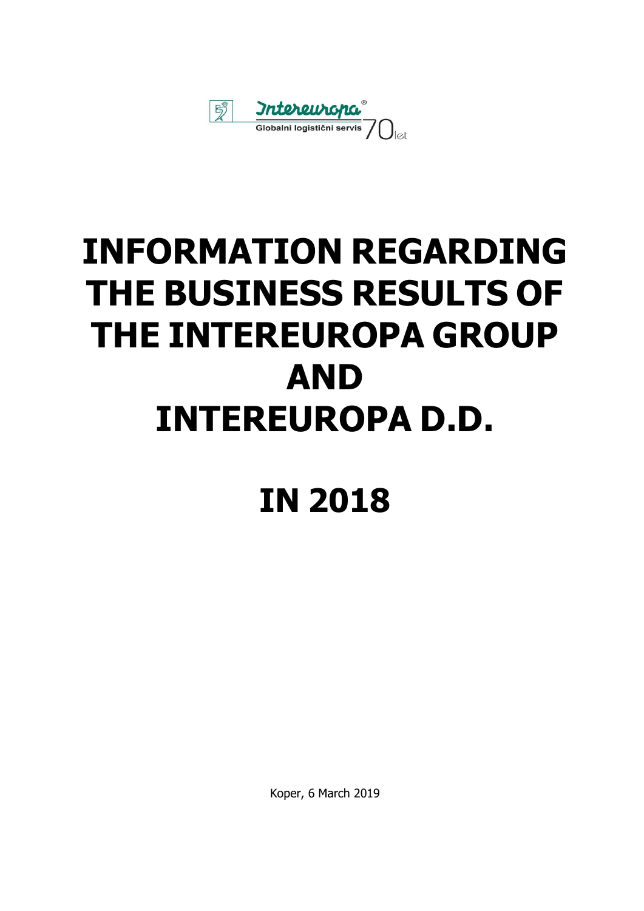Intereuropa®

Globalni logistični servis 70 let

# INFORMATION REGARDING THE BUSINESS RESULTS OF THE INTEREUROPA GROUP AND INTEREUROPA D.D.

# IN 2018

Koper, 6 March 2019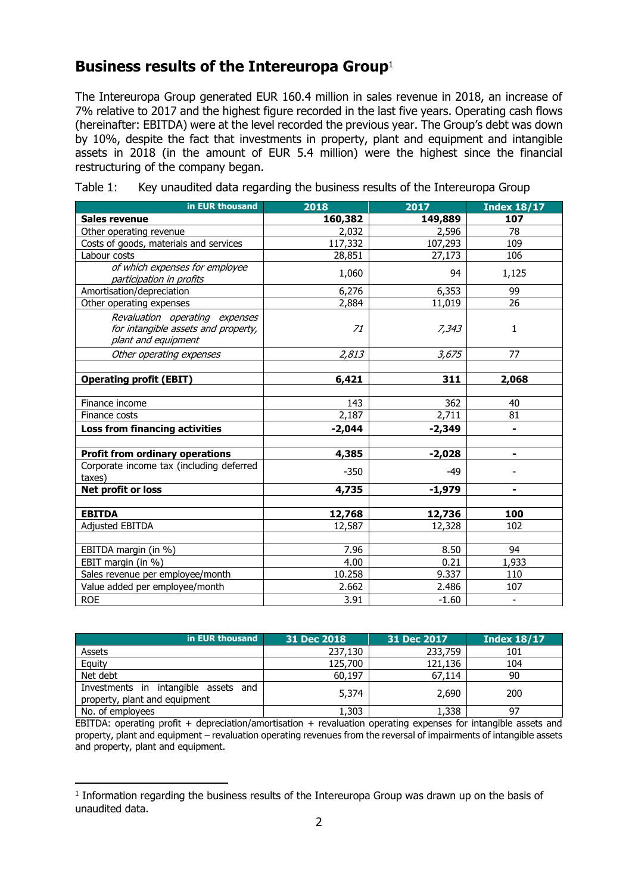## Business results of the Intereuropa Group[1]

The Intereuropa Group generated EUR 160.4 million in sales revenue in 2018, an increase of 7% relative to 2017 and the highest figure recorded in the last five years. Operating cash flows (hereinafter: EBITDA) were at the level recorded the previous year. The Group's debt was down by 10%, despite the fact that investments in property, plant and equipment and intangible assets in 2018 (in the amount of EUR 5.4 million) were the highest since the financial restructuring of the company began.

Table 1: Key unaudited data regarding the business results of the Intereuropa Group

| in EUR thousand | 2018 | 2017 | Index 18/17 |
|---|---|---|---|
| **Sales revenue** | **160,382** | **149,889** | **107** |
| Other operating revenue | 2,032 | 2,596 | 78 |
| Costs of goods, materials and services | 117,332 | 107,293 | 109 |
| Labour costs | 28,851 | 27,173 | 106 |
| *of which expenses for employee participation in profits* | 1,060 | 94 | 1,125 |
| Amortisation/depreciation | 6,276 | 6,353 | 99 |
| Other operating expenses | 2,884 | 11,019 | 26 |
| *Revaluation operating expenses for intangible assets and property, plant and equipment* | *71* | *7,343* | 1 |
| *Other operating expenses* | *2,813* | *3,675* | 77 |
| | | | |
| **Operating profit (EBIT)** | **6,421** | **311** | **2,068** |
| | | | |
| Finance income | 143 | 362 | 40 |
| Finance costs | 2,187 | 2,711 | 81 |
| **Loss from financing activities** | **-2,044** | **-2,349** | **-** |
| | | | |
| **Profit from ordinary operations** | **4,385** | **-2,028** | **-** |
| Corporate income tax (including deferred taxes) | -350 | -49 | - |
| **Net profit or loss** | **4,735** | **-1,979** | **-** |
| | | | |
| **EBITDA** | **12,768** | **12,736** | **100** |
| Adjusted EBITDA | 12,587 | 12,328 | 102 |
| | | | |
| EBITDA margin (in %) | 7.96 | 8.50 | 94 |
| EBIT margin (in %) | 4.00 | 0.21 | 1,933 |
| Sales revenue per employee/month | 10.258 | 9.337 | 110 |
| Value added per employee/month | 2.662 | 2.486 | 107 |
| ROE | 3.91 | -1.60 | - |

| in EUR thousand | 31 Dec 2018 | 31 Dec 2017 | Index 18/17 |
|---|---|---|---|
| Assets | 237,130 | 233,759 | 101 |
| Equity | 125,700 | 121,136 | 104 |
| Net debt | 60,197 | 67,114 | 90 |
| Investments in intangible assets and property, plant and equipment | 5,374 | 2,690 | 200 |
| No. of employees | 1,303 | 1,338 | 97 |

EBITDA: operating profit + depreciation/amortisation + revaluation operating expenses for intangible assets and property, plant and equipment – revaluation operating revenues from the reversal of impairments of intangible assets and property, plant and equipment.

[1] Information regarding the business results of the Intereuropa Group was drawn up on the basis of unaudited data.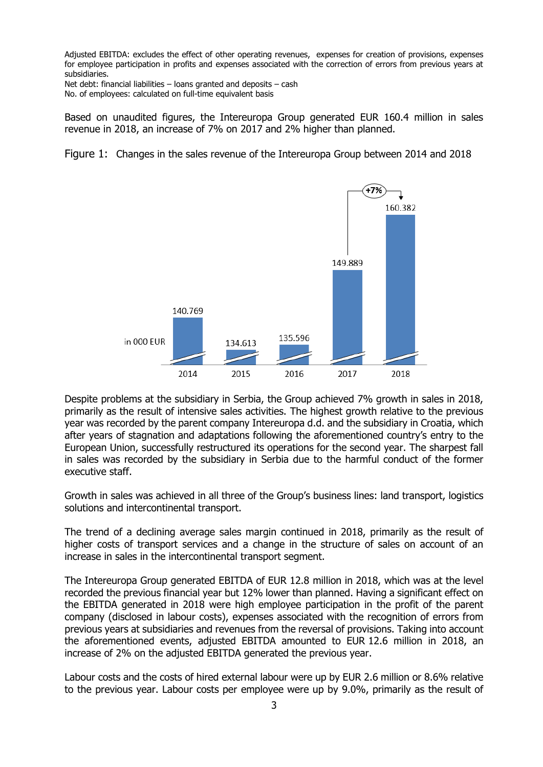Adjusted EBITDA: excludes the effect of other operating revenues, expenses for creation of provisions, expenses for employee participation in profits and expenses associated with the correction of errors from previous years at subsidiaries.

Net debt: financial liabilities – loans granted and deposits – cash

No. of employees: calculated on full-time equivalent basis

Based on unaudited figures, the Intereuropa Group generated EUR 160.4 million in sales revenue in 2018, an increase of 7% on 2017 and 2% higher than planned.

Figure 1: Changes in the sales revenue of the Intereuropa Group between 2014 and 2018

in 000 EUR

| Year | Sales revenue |
|---|---|
| 2014 | 140.769 |
| 2015 | 134.613 |
| 2016 | 135.596 |
| 2017 | 149.889 |
| 2018 | 160.382 |

+7%

Despite problems at the subsidiary in Serbia, the Group achieved 7% growth in sales in 2018, primarily as the result of intensive sales activities. The highest growth relative to the previous year was recorded by the parent company Intereuropa d.d. and the subsidiary in Croatia, which after years of stagnation and adaptations following the aforementioned country's entry to the European Union, successfully restructured its operations for the second year. The sharpest fall in sales was recorded by the subsidiary in Serbia due to the harmful conduct of the former executive staff.

Growth in sales was achieved in all three of the Group's business lines: land transport, logistics solutions and intercontinental transport.

The trend of a declining average sales margin continued in 2018, primarily as the result of higher costs of transport services and a change in the structure of sales on account of an increase in sales in the intercontinental transport segment.

The Intereuropa Group generated EBITDA of EUR 12.8 million in 2018, which was at the level recorded the previous financial year but 12% lower than planned. Having a significant effect on the EBITDA generated in 2018 were high employee participation in the profit of the parent company (disclosed in labour costs), expenses associated with the recognition of errors from previous years at subsidiaries and revenues from the reversal of provisions. Taking into account the aforementioned events, adjusted EBITDA amounted to EUR 12.6 million in 2018, an increase of 2% on the adjusted EBITDA generated the previous year.

Labour costs and the costs of hired external labour were up by EUR 2.6 million or 8.6% relative to the previous year. Labour costs per employee were up by 9.0%, primarily as the result of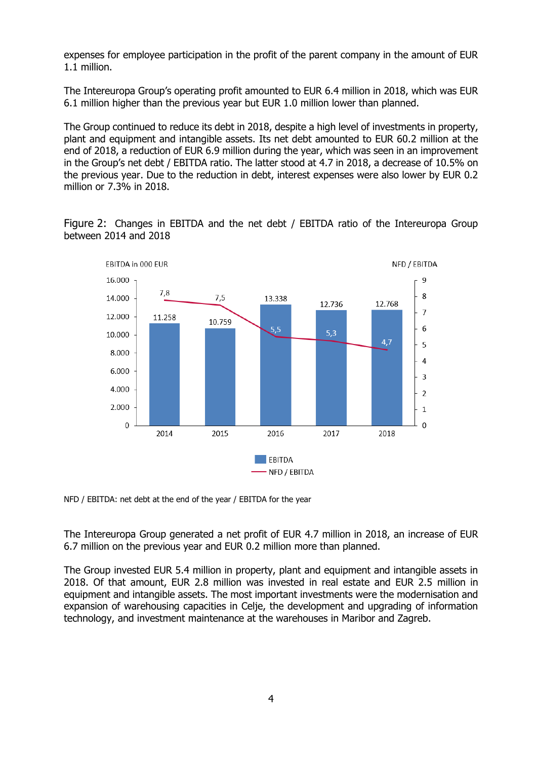expenses for employee participation in the profit of the parent company in the amount of EUR 1.1 million.

The Intereuropa Group's operating profit amounted to EUR 6.4 million in 2018, which was EUR 6.1 million higher than the previous year but EUR 1.0 million lower than planned.

The Group continued to reduce its debt in 2018, despite a high level of investments in property, plant and equipment and intangible assets. Its net debt amounted to EUR 60.2 million at the end of 2018, a reduction of EUR 6.9 million during the year, which was seen in an improvement in the Group's net debt / EBITDA ratio. The latter stood at 4.7 in 2018, a decrease of 10.5% on the previous year. Due to the reduction in debt, interest expenses were also lower by EUR 0.2 million or 7.3% in 2018.

Figure 2: Changes in EBITDA and the net debt / EBITDA ratio of the Intereuropa Group between 2014 and 2018

| Year | EBITDA in 000 EUR | NFD / EBITDA |
|---|---|---|
| 2014 | 11.258 | 7,8 |
| 2015 | 10.759 | 7,5 |
| 2016 | 13.338 | 5,5 |
| 2017 | 12.736 | 5,3 |
| 2018 | 12.768 | 4,7 |

NFD / EBITDA: net debt at the end of the year / EBITDA for the year

The Intereuropa Group generated a net profit of EUR 4.7 million in 2018, an increase of EUR 6.7 million on the previous year and EUR 0.2 million more than planned.

The Group invested EUR 5.4 million in property, plant and equipment and intangible assets in 2018. Of that amount, EUR 2.8 million was invested in real estate and EUR 2.5 million in equipment and intangible assets. The most important investments were the modernisation and expansion of warehousing capacities in Celje, the development and upgrading of information technology, and investment maintenance at the warehouses in Maribor and Zagreb.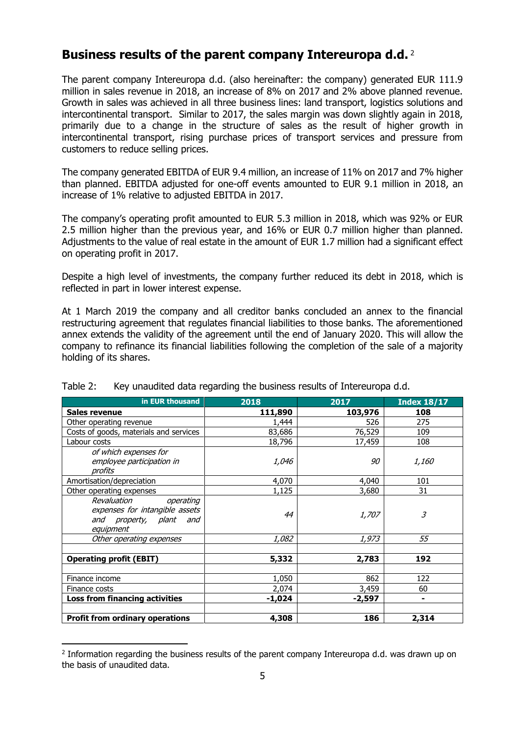## Business results of the parent company Intereuropa d.d. [2]

The parent company Intereuropa d.d. (also hereinafter: the company) generated EUR 111.9 million in sales revenue in 2018, an increase of 8% on 2017 and 2% above planned revenue. Growth in sales was achieved in all three business lines: land transport, logistics solutions and intercontinental transport. Similar to 2017, the sales margin was down slightly again in 2018, primarily due to a change in the structure of sales as the result of higher growth in intercontinental transport, rising purchase prices of transport services and pressure from customers to reduce selling prices.

The company generated EBITDA of EUR 9.4 million, an increase of 11% on 2017 and 7% higher than planned. EBITDA adjusted for one-off events amounted to EUR 9.1 million in 2018, an increase of 1% relative to adjusted EBITDA in 2017.

The company's operating profit amounted to EUR 5.3 million in 2018, which was 92% or EUR 2.5 million higher than the previous year, and 16% or EUR 0.7 million higher than planned. Adjustments to the value of real estate in the amount of EUR 1.7 million had a significant effect on operating profit in 2017.

Despite a high level of investments, the company further reduced its debt in 2018, which is reflected in part in lower interest expense.

At 1 March 2019 the company and all creditor banks concluded an annex to the financial restructuring agreement that regulates financial liabilities to those banks. The aforementioned annex extends the validity of the agreement until the end of January 2020. This will allow the company to refinance its financial liabilities following the completion of the sale of a majority holding of its shares.

Table 2: Key unaudited data regarding the business results of Intereuropa d.d.

| in EUR thousand | 2018 | 2017 | Index 18/17 |
|---|---|---|---|
| **Sales revenue** | **111,890** | **103,976** | **108** |
| Other operating revenue | 1,444 | 526 | 275 |
| Costs of goods, materials and services | 83,686 | 76,529 | 109 |
| Labour costs | 18,796 | 17,459 | 108 |
| *of which expenses for employee participation in profits* | *1,046* | *90* | *1,160* |
| Amortisation/depreciation | 4,070 | 4,040 | 101 |
| Other operating expenses | 1,125 | 3,680 | 31 |
| *Revaluation operating expenses for intangible assets and property, plant and equipment* | *44* | *1,707* | *3* |
| *Other operating expenses* | *1,082* | *1,973* | *55* |
| | | | |
| **Operating profit (EBIT)** | **5,332** | **2,783** | **192** |
| | | | |
| Finance income | 1,050 | 862 | 122 |
| Finance costs | 2,074 | 3,459 | 60 |
| **Loss from financing activities** | **-1,024** | **-2,597** | **-** |
| | | | |
| **Profit from ordinary operations** | **4,308** | **186** | **2,314** |

[2] Information regarding the business results of the parent company Intereuropa d.d. was drawn up on the basis of unaudited data.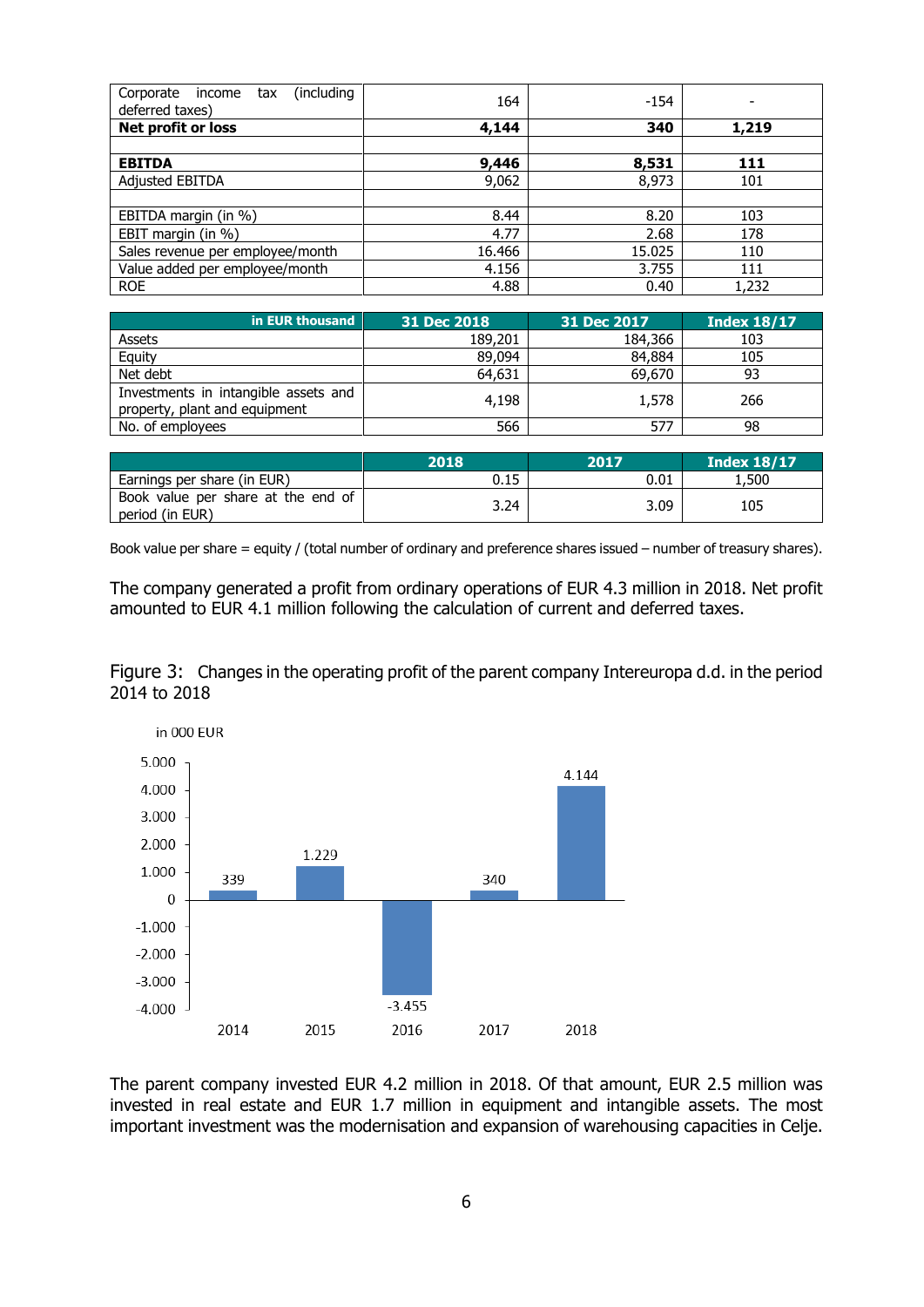| | | | |
|---|---|---|---|
| Corporate income tax (including deferred taxes) | 164 | -154 | - |
| **Net profit or loss** | **4,144** | **340** | **1,219** |
| | | | |
| **EBITDA** | **9,446** | **8,531** | **111** |
| Adjusted EBITDA | 9,062 | 8,973 | 101 |
| | | | |
| EBITDA margin (in %) | 8.44 | 8.20 | 103 |
| EBIT margin (in %) | 4.77 | 2.68 | 178 |
| Sales revenue per employee/month | 16.466 | 15.025 | 110 |
| Value added per employee/month | 4.156 | 3.755 | 111 |
| ROE | 4.88 | 0.40 | 1,232 |

| in EUR thousand | 31 Dec 2018 | 31 Dec 2017 | Index 18/17 |
|---|---|---|---|
| Assets | 189,201 | 184,366 | 103 |
| Equity | 89,094 | 84,884 | 105 |
| Net debt | 64,631 | 69,670 | 93 |
| Investments in intangible assets and property, plant and equipment | 4,198 | 1,578 | 266 |
| No. of employees | 566 | 577 | 98 |

| | 2018 | 2017 | Index 18/17 |
|---|---|---|---|
| Earnings per share (in EUR) | 0.15 | 0.01 | 1,500 |
| Book value per share at the end of period (in EUR) | 3.24 | 3.09 | 105 |

Book value per share = equity / (total number of ordinary and preference shares issued – number of treasury shares).

The company generated a profit from ordinary operations of EUR 4.3 million in 2018. Net profit amounted to EUR 4.1 million following the calculation of current and deferred taxes.

Figure 3: Changes in the operating profit of the parent company Intereuropa d.d. in the period 2014 to 2018

in 000 EUR

| Year | Value |
|---|---|
| 2014 | 339 |
| 2015 | 1.229 |
| 2016 | -3.455 |
| 2017 | 340 |
| 2018 | 4.144 |

The parent company invested EUR 4.2 million in 2018. Of that amount, EUR 2.5 million was invested in real estate and EUR 1.7 million in equipment and intangible assets. The most important investment was the modernisation and expansion of warehousing capacities in Celje.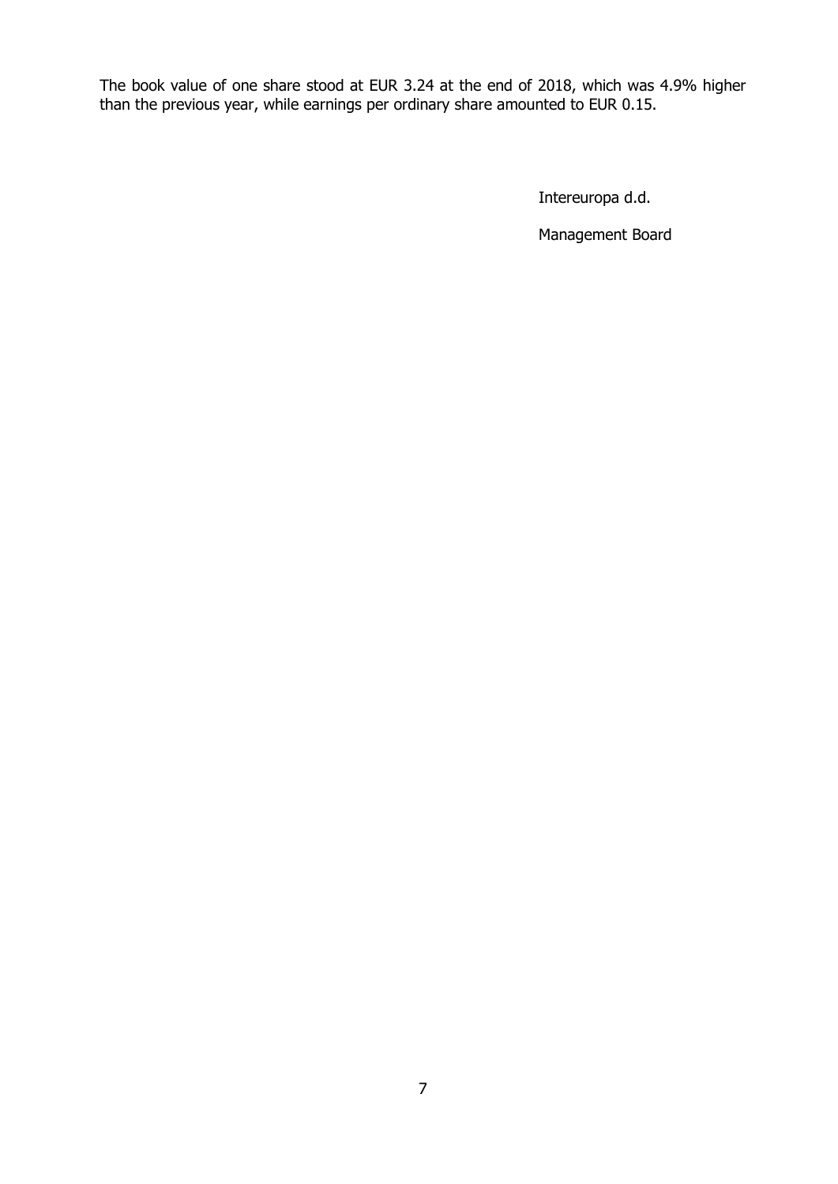The book value of one share stood at EUR 3.24 at the end of 2018, which was 4.9% higher than the previous year, while earnings per ordinary share amounted to EUR 0.15.

Intereuropa d.d.

Management Board